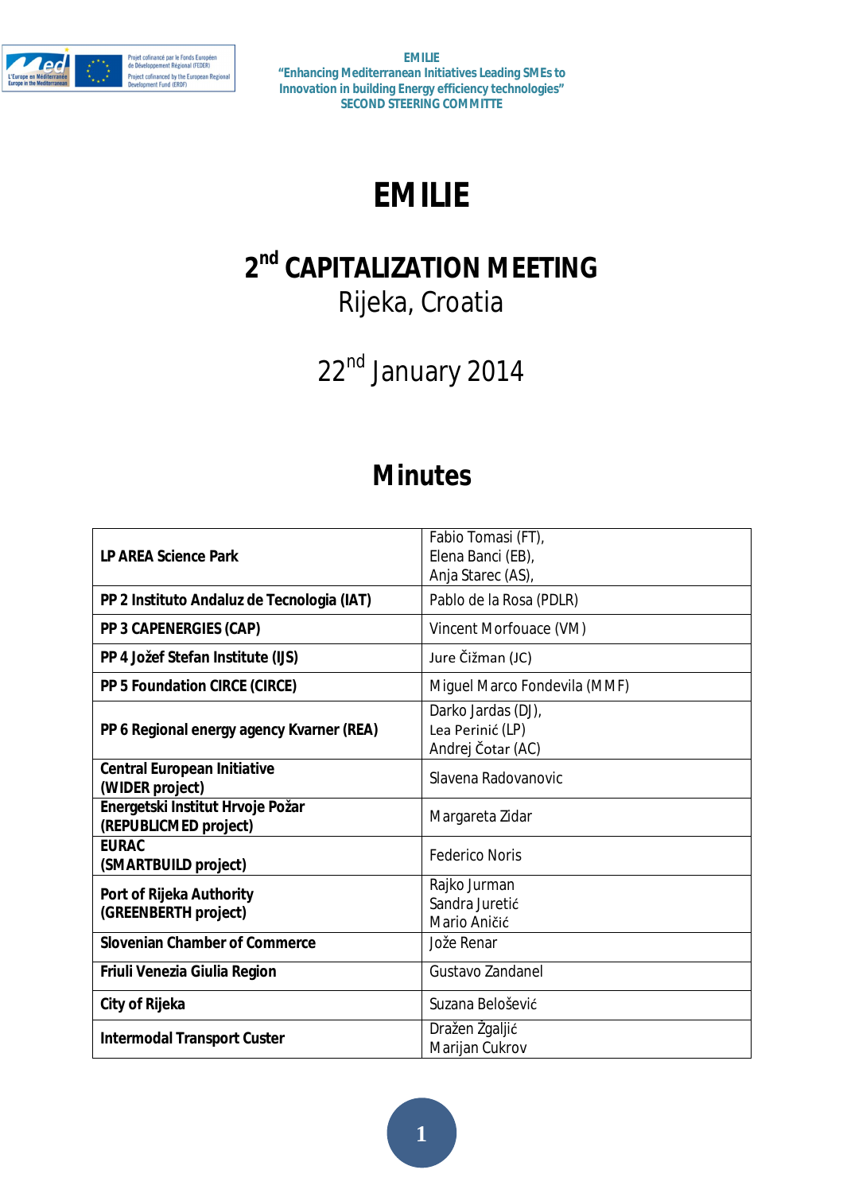# EMILIE

## 2nd CAPITALIZATION MEETING

Rijeka, Croatia

22nd January 2014

## Minutes

| | |
|---|---|
| **LP AREA Science Park** | Fabio Tomasi (FT),<br>Elena Banci (EB),<br>Anja Starec (AS), |
| **PP 2 Instituto Andaluz de Tecnologia (IAT)** | Pablo de la Rosa (PDLR) |
| **PP 3 CAPENERGIES (CAP)** | Vincent Morfouace (VM) |
| **PP 4 Jožef Stefan Institute (IJS)** | Jure Čižman (JC) |
| **PP 5 Foundation CIRCE (CIRCE)** | Miguel Marco Fondevila (MMF) |
| **PP 6 Regional energy agency Kvarner (REA)** | Darko Jardas (DJ),<br>Lea Perinić (LP)<br>Andrej Čotar (AC) |
| **Central European Initiative (WIDER project)** | Slavena Radovanovic |
| **Energetski Institut Hrvoje Požar (REPUBLICMED project)** | Margareta Zidar |
| **EURAC (SMARTBUILD project)** | Federico Noris |
| **Port of Rijeka Authority (GREENBERTH project)** | Rajko Jurman<br>Sandra Juretić<br>Mario Aničić |
| **Slovenian Chamber of Commerce** | Jože Renar |
| **Friuli Venezia Giulia Region** | Gustavo Zandanel |
| **City of Rijeka** | Suzana Belošević |
| **Intermodal Transport Custer** | Dražen Žgaljić<br>Marijan Cukrov |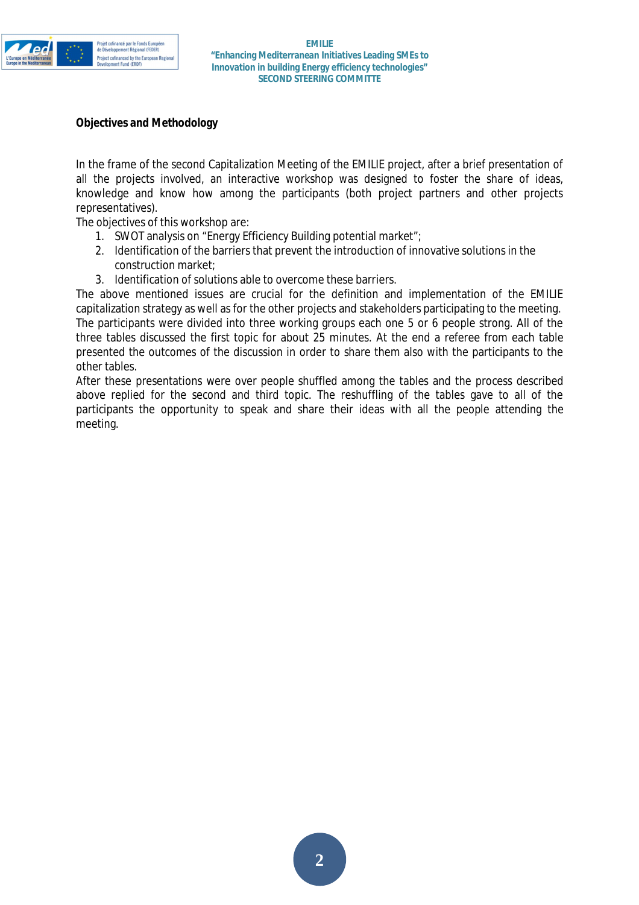**Objectives and Methodology**

In the frame of the second Capitalization Meeting of the EMILIE project, after a brief presentation of all the projects involved, an interactive workshop was designed to foster the share of ideas, knowledge and know how among the participants (both project partners and other projects representatives).

The objectives of this workshop are:

1. SWOT analysis on "Energy Efficiency Building potential market";
2. Identification of the barriers that prevent the introduction of innovative solutions in the construction market;
3. Identification of solutions able to overcome these barriers.

The above mentioned issues are crucial for the definition and implementation of the EMILIE capitalization strategy as well as for the other projects and stakeholders participating to the meeting.

The participants were divided into three working groups each one 5 or 6 people strong. All of the three tables discussed the first topic for about 25 minutes. At the end a referee from each table presented the outcomes of the discussion in order to share them also with the participants to the other tables.

After these presentations were over people shuffled among the tables and the process described above replied for the second and third topic. The reshuffling of the tables gave to all of the participants the opportunity to speak and share their ideas with all the people attending the meeting.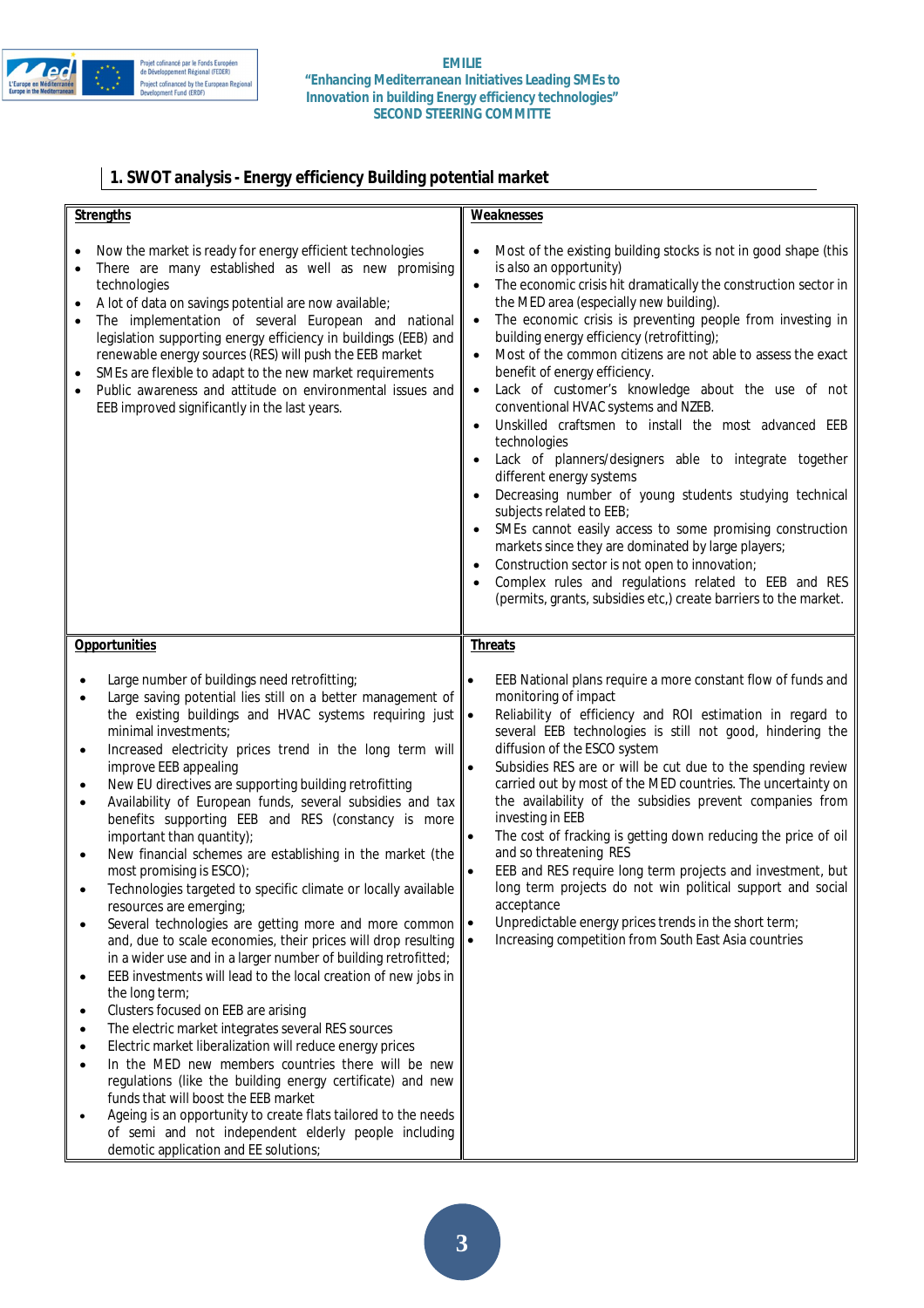## 1. SWOT analysis - Energy efficiency Building potential market

**Strengths**

- Now the market is ready for energy efficient technologies
- There are many established as well as new promising technologies
- A lot of data on savings potential are now available;
- The implementation of several European and national legislation supporting energy efficiency in buildings (EEB) and renewable energy sources (RES) will push the EEB market
- SMEs are flexible to adapt to the new market requirements
- Public awareness and attitude on environmental issues and EEB improved significantly in the last years.

**Weaknesses**

- Most of the existing building stocks is not in good shape (this is also an opportunity)
- The economic crisis hit dramatically the construction sector in the MED area (especially new building).
- The economic crisis is preventing people from investing in building energy efficiency (retrofitting);
- Most of the common citizens are not able to assess the exact benefit of energy efficiency.
- Lack of customer's knowledge about the use of not conventional HVAC systems and NZEB.
- Unskilled craftsmen to install the most advanced EEB technologies
- Lack of planners/designers able to integrate together different energy systems
- Decreasing number of young students studying technical subjects related to EEB;
- SMEs cannot easily access to some promising construction markets since they are dominated by large players;
- Construction sector is not open to innovation;
- Complex rules and regulations related to EEB and RES (permits, grants, subsidies etc,) create barriers to the market.

**Opportunities**

- Large number of buildings need retrofitting;
- Large saving potential lies still on a better management of the existing buildings and HVAC systems requiring just minimal investments;
- Increased electricity prices trend in the long term will improve EEB appealing
- New EU directives are supporting building retrofitting
- Availability of European funds, several subsidies and tax benefits supporting EEB and RES (constancy is more important than quantity);
- New financial schemes are establishing in the market (the most promising is ESCO);
- Technologies targeted to specific climate or locally available resources are emerging;
- Several technologies are getting more and more common and, due to scale economies, their prices will drop resulting in a wider use and in a larger number of building retrofitted;
- EEB investments will lead to the local creation of new jobs in the long term;
- Clusters focused on EEB are arising
- The electric market integrates several RES sources
- Electric market liberalization will reduce energy prices
- In the MED new members countries there will be new regulations (like the building energy certificate) and new funds that will boost the EEB market
- Ageing is an opportunity to create flats tailored to the needs of semi and not independent elderly people including demotic application and EE solutions;

**Threats**

- EEB National plans require a more constant flow of funds and monitoring of impact
- Reliability of efficiency and ROI estimation in regard to several EEB technologies is still not good, hindering the diffusion of the ESCO system
- Subsidies RES are or will be cut due to the spending review carried out by most of the MED countries. The uncertainty on the availability of the subsidies prevent companies from investing in EEB
- The cost of fracking is getting down reducing the price of oil and so threatening RES
- EEB and RES require long term projects and investment, but long term projects do not win political support and social acceptance
- Unpredictable energy prices trends in the short term;
- Increasing competition from South East Asia countries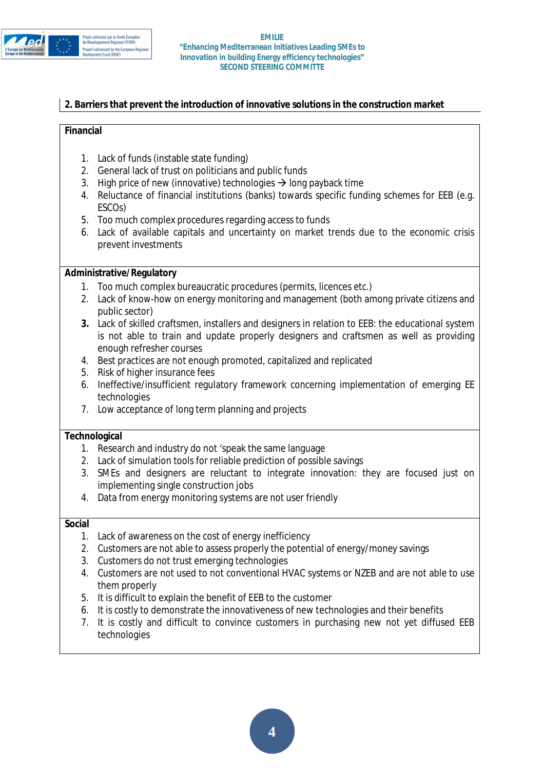## 2. Barriers that prevent the introduction of innovative solutions in the construction market

**Financial**

1. Lack of funds (instable state funding)
2. General lack of trust on politicians and public funds
3. High price of new (innovative) technologies → long payback time
4. Reluctance of financial institutions (banks) towards specific funding schemes for EEB (e.g. ESCOs)
5. Too much complex procedures regarding access to funds
6. Lack of available capitals and uncertainty on market trends due to the economic crisis prevent investments

**Administrative/Regulatory**

1. Too much complex bureaucratic procedures (permits, licences etc.)
2. Lack of know-how on energy monitoring and management (both among private citizens and public sector)
3. Lack of skilled craftsmen, installers and designers in relation to EEB: the educational system is not able to train and update properly designers and craftsmen as well as providing enough refresher courses
4. Best practices are not enough promoted, capitalized and replicated
5. Risk of higher insurance fees
6. Ineffective/insufficient regulatory framework concerning implementation of emerging EE technologies
7. Low acceptance of long term planning and projects

**Technological**

1. Research and industry do not 'speak the same language
2. Lack of simulation tools for reliable prediction of possible savings
3. SMEs and designers are reluctant to integrate innovation: they are focused just on implementing single construction jobs
4. Data from energy monitoring systems are not user friendly

**Social**

1. Lack of awareness on the cost of energy inefficiency
2. Customers are not able to assess properly the potential of energy/money savings
3. Customers do not trust emerging technologies
4. Customers are not used to not conventional HVAC systems or NZEB and are not able to use them properly
5. It is difficult to explain the benefit of EEB to the customer
6. It is costly to demonstrate the innovativeness of new technologies and their benefits
7. It is costly and difficult to convince customers in purchasing new not yet diffused EEB technologies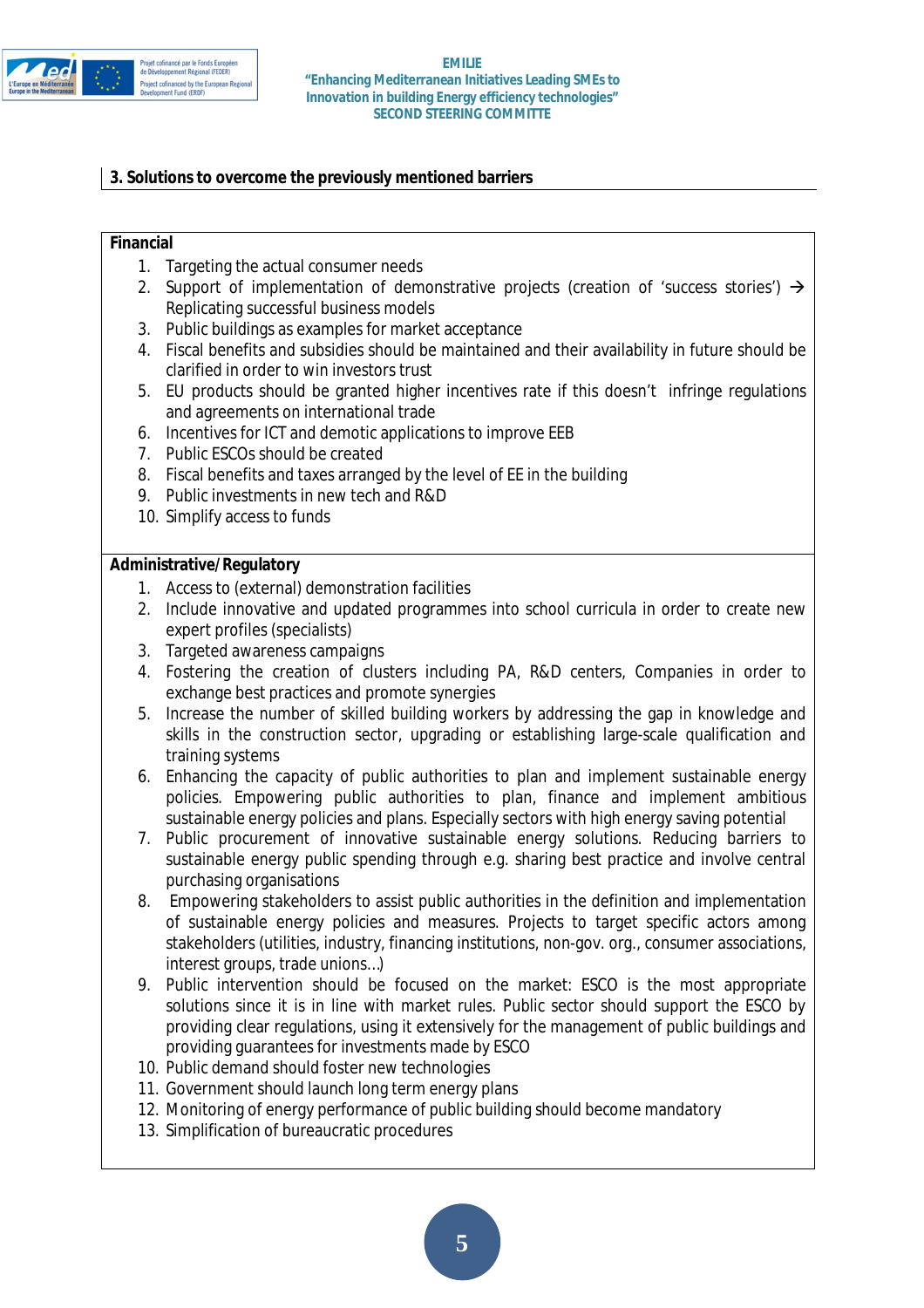## 3. Solutions to overcome the previously mentioned barriers

**Financial**

1. Targeting the actual consumer needs
2. Support of implementation of demonstrative projects (creation of 'success stories') → Replicating successful business models
3. Public buildings as examples for market acceptance
4. Fiscal benefits and subsidies should be maintained and their availability in future should be clarified in order to win investors trust
5. EU products should be granted higher incentives rate if this doesn't infringe regulations and agreements on international trade
6. Incentives for ICT and demotic applications to improve EEB
7. Public ESCOs should be created
8. Fiscal benefits and taxes arranged by the level of EE in the building
9. Public investments in new tech and R&D
10. Simplify access to funds

**Administrative/Regulatory**

1. Access to (external) demonstration facilities
2. Include innovative and updated programmes into school curricula in order to create new expert profiles (specialists)
3. Targeted awareness campaigns
4. Fostering the creation of clusters including PA, R&D centers, Companies in order to exchange best practices and promote synergies
5. Increase the number of skilled building workers by addressing the gap in knowledge and skills in the construction sector, upgrading or establishing large-scale qualification and training systems
6. Enhancing the capacity of public authorities to plan and implement sustainable energy policies. Empowering public authorities to plan, finance and implement ambitious sustainable energy policies and plans. Especially sectors with high energy saving potential
7. Public procurement of innovative sustainable energy solutions. Reducing barriers to sustainable energy public spending through e.g. sharing best practice and involve central purchasing organisations
8. Empowering stakeholders to assist public authorities in the definition and implementation of sustainable energy policies and measures. Projects to target specific actors among stakeholders (utilities, industry, financing institutions, non-gov. org., consumer associations, interest groups, trade unions…)
9. Public intervention should be focused on the market: ESCO is the most appropriate solutions since it is in line with market rules. Public sector should support the ESCO by providing clear regulations, using it extensively for the management of public buildings and providing guarantees for investments made by ESCO
10. Public demand should foster new technologies
11. Government should launch long term energy plans
12. Monitoring of energy performance of public building should become mandatory
13. Simplification of bureaucratic procedures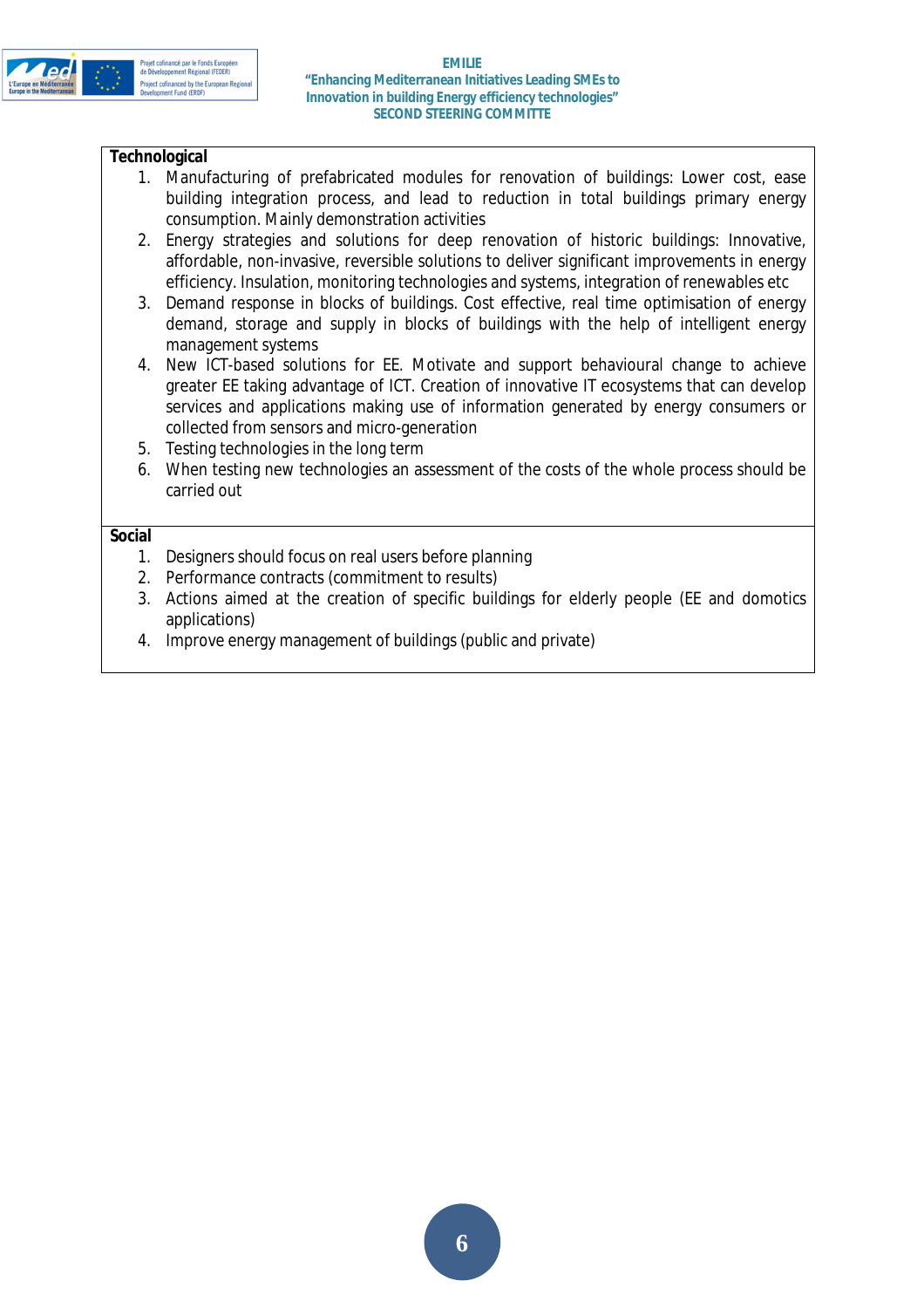**Technological**

1. Manufacturing of prefabricated modules for renovation of buildings: Lower cost, ease building integration process, and lead to reduction in total buildings primary energy consumption. Mainly demonstration activities
2. Energy strategies and solutions for deep renovation of historic buildings: Innovative, affordable, non-invasive, reversible solutions to deliver significant improvements in energy efficiency. Insulation, monitoring technologies and systems, integration of renewables etc
3. Demand response in blocks of buildings. Cost effective, real time optimisation of energy demand, storage and supply in blocks of buildings with the help of intelligent energy management systems
4. New ICT-based solutions for EE. Motivate and support behavioural change to achieve greater EE taking advantage of ICT. Creation of innovative IT ecosystems that can develop services and applications making use of information generated by energy consumers or collected from sensors and micro-generation
5. Testing technologies in the long term
6. When testing new technologies an assessment of the costs of the whole process should be carried out

**Social**

1. Designers should focus on real users before planning
2. Performance contracts (commitment to results)
3. Actions aimed at the creation of specific buildings for elderly people (EE and domotics applications)
4. Improve energy management of buildings (public and private)